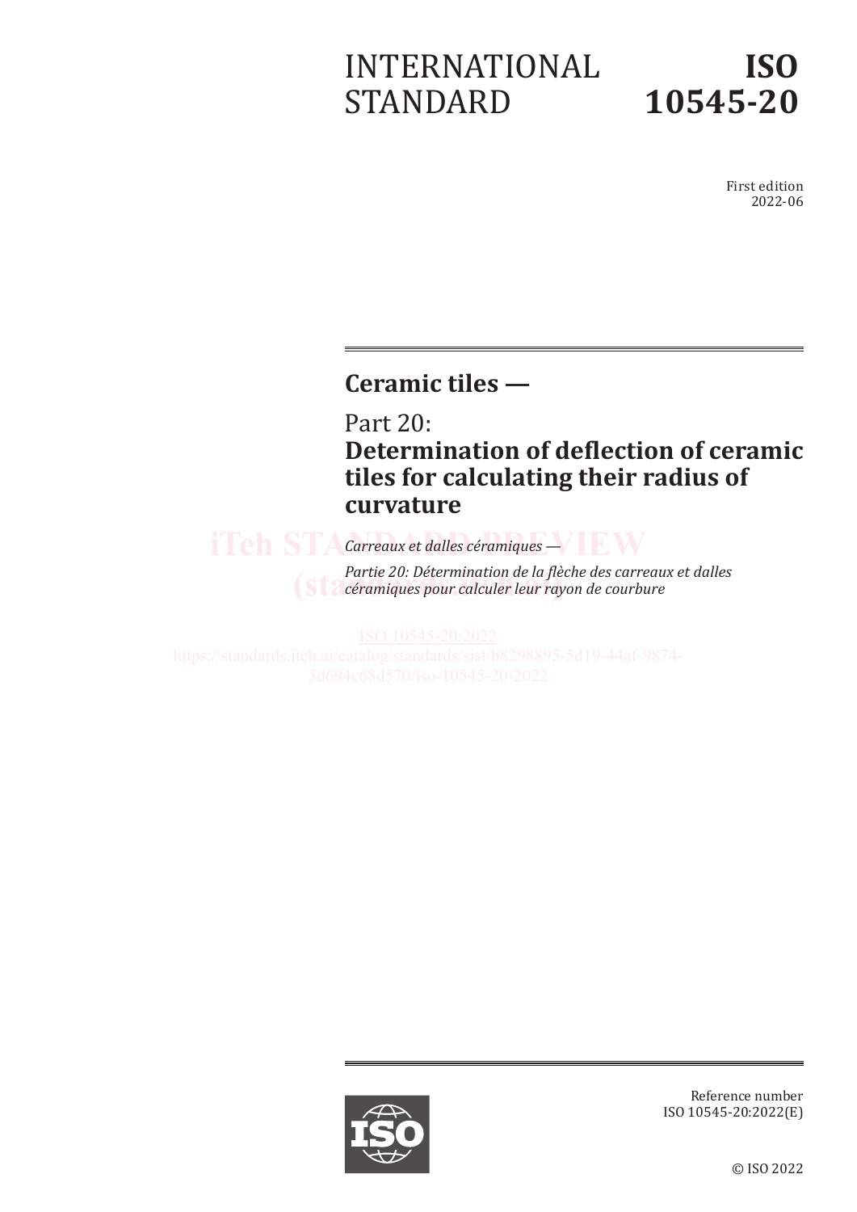# INTERNATIONAL STANDARD

# ISO 10545-20

First edition
2022-06

## Ceramic tiles —

## Part 20: Determination of deflection of ceramic tiles for calculating their radius of curvature

*Carreaux et dalles céramiques —*

*Partie 20: Détermination de la flèche des carreaux et dalles céramiques pour calculer leur rayon de courbure*

iTeh STANDARD PREVIEW
(standards.iteh.ai)

ISO 10545-20:2022
https://standards.iteh.ai/catalog/standards/sist/b8298895-5d19-44af-9874-3d694c68d570/iso-10545-20-2022

Reference number
ISO 10545-20:2022(E)

© ISO 2022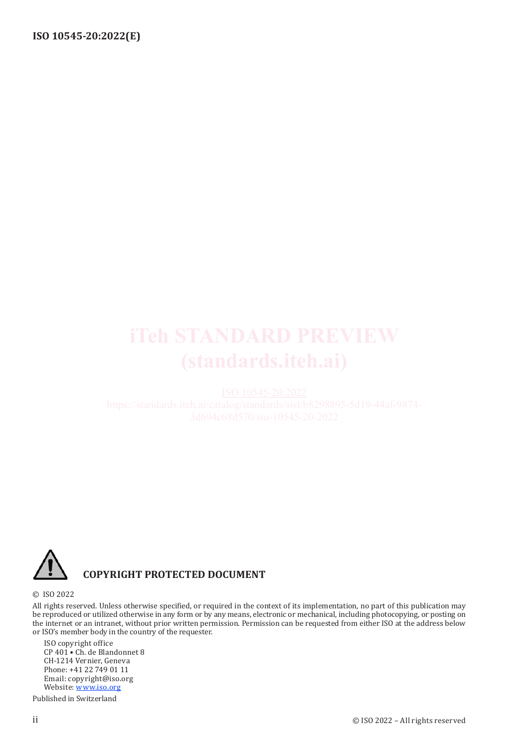iTeh STANDARD PREVIEW
(standards.iteh.ai)

ISO 10545-20:2022
https://standards.iteh.ai/catalog/standards/sist/b8298895-5d19-44af-9874-3d694c68d570/iso-10545-20-2022

**COPYRIGHT PROTECTED DOCUMENT**

© ISO 2022

All rights reserved. Unless otherwise specified, or required in the context of its implementation, no part of this publication may be reproduced or utilized otherwise in any form or by any means, electronic or mechanical, including photocopying, or posting on the internet or an intranet, without prior written permission. Permission can be requested from either ISO at the address below or ISO's member body in the country of the requester.

ISO copyright office
CP 401 • Ch. de Blandonnet 8
CH-1214 Vernier, Geneva
Phone: +41 22 749 01 11
Email: copyright@iso.org
Website: www.iso.org

Published in Switzerland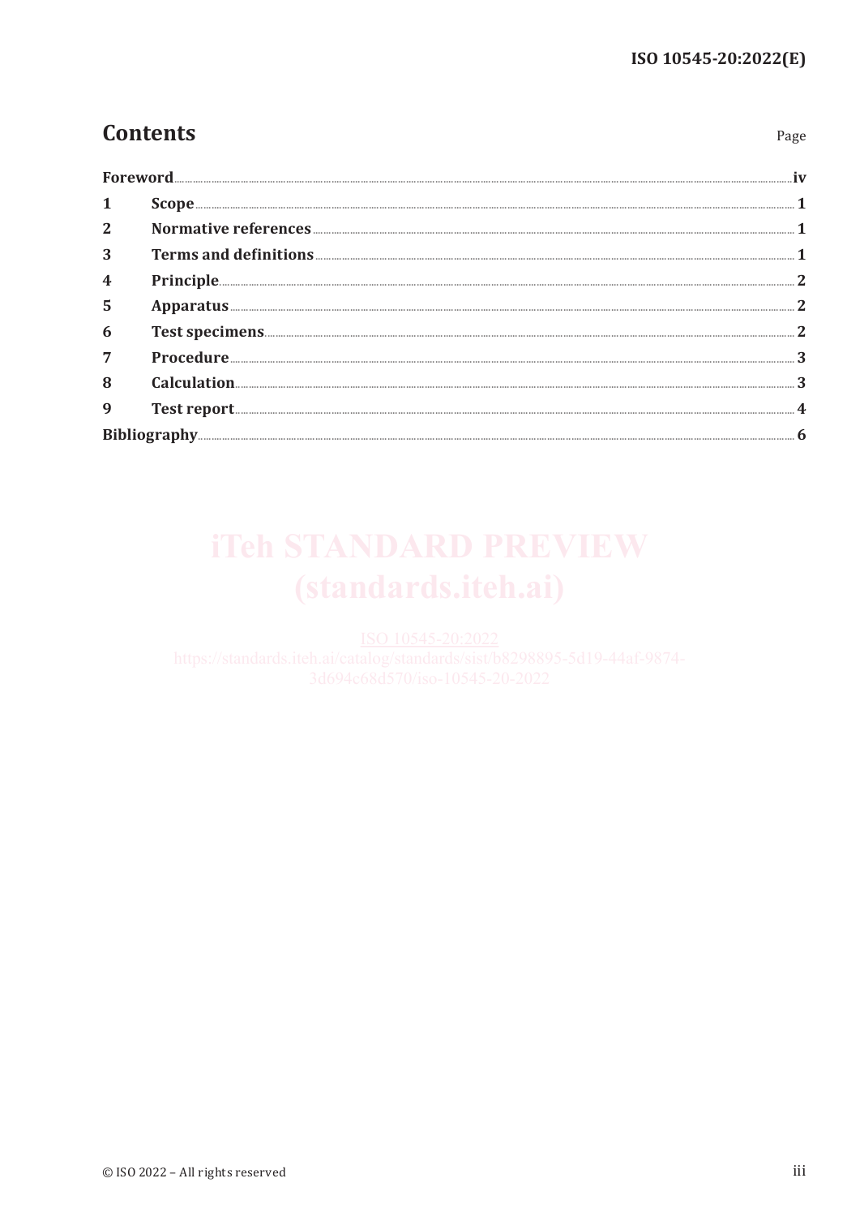# Contents

| | Page |
|---|---|
| **Foreword** | **iv** |
| **1 Scope** | **1** |
| **2 Normative references** | **1** |
| **3 Terms and definitions** | **1** |
| **4 Principle** | **2** |
| **5 Apparatus** | **2** |
| **6 Test specimens** | **2** |
| **7 Procedure** | **3** |
| **8 Calculation** | **3** |
| **9 Test report** | **4** |
| **Bibliography** | **6** |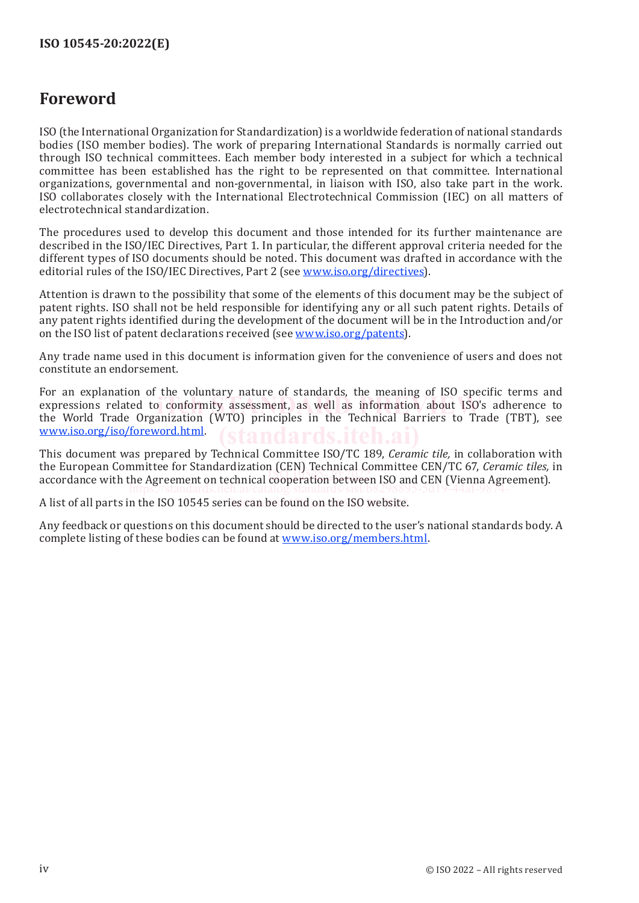# Foreword

ISO (the International Organization for Standardization) is a worldwide federation of national standards bodies (ISO member bodies). The work of preparing International Standards is normally carried out through ISO technical committees. Each member body interested in a subject for which a technical committee has been established has the right to be represented on that committee. International organizations, governmental and non-governmental, in liaison with ISO, also take part in the work. ISO collaborates closely with the International Electrotechnical Commission (IEC) on all matters of electrotechnical standardization.

The procedures used to develop this document and those intended for its further maintenance are described in the ISO/IEC Directives, Part 1. In particular, the different approval criteria needed for the different types of ISO documents should be noted. This document was drafted in accordance with the editorial rules of the ISO/IEC Directives, Part 2 (see www.iso.org/directives).

Attention is drawn to the possibility that some of the elements of this document may be the subject of patent rights. ISO shall not be held responsible for identifying any or all such patent rights. Details of any patent rights identified during the development of the document will be in the Introduction and/or on the ISO list of patent declarations received (see www.iso.org/patents).

Any trade name used in this document is information given for the convenience of users and does not constitute an endorsement.

For an explanation of the voluntary nature of standards, the meaning of ISO specific terms and expressions related to conformity assessment, as well as information about ISO's adherence to the World Trade Organization (WTO) principles in the Technical Barriers to Trade (TBT), see www.iso.org/iso/foreword.html.

This document was prepared by Technical Committee ISO/TC 189, *Ceramic tile,* in collaboration with the European Committee for Standardization (CEN) Technical Committee CEN/TC 67, *Ceramic tiles,* in accordance with the Agreement on technical cooperation between ISO and CEN (Vienna Agreement).

A list of all parts in the ISO 10545 series can be found on the ISO website.

Any feedback or questions on this document should be directed to the user's national standards body. A complete listing of these bodies can be found at www.iso.org/members.html.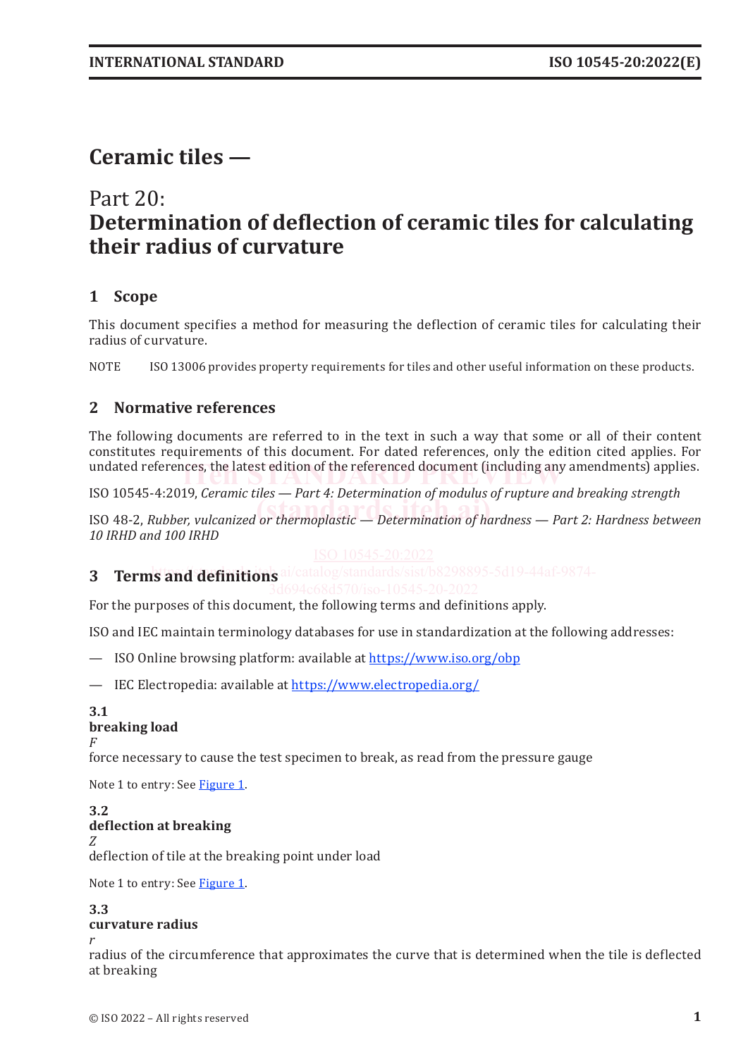# Ceramic tiles —

## Part 20: Determination of deflection of ceramic tiles for calculating their radius of curvature

## 1 Scope

This document specifies a method for measuring the deflection of ceramic tiles for calculating their radius of curvature.

NOTE ISO 13006 provides property requirements for tiles and other useful information on these products.

## 2 Normative references

The following documents are referred to in the text in such a way that some or all of their content constitutes requirements of this document. For dated references, only the edition cited applies. For undated references, the latest edition of the referenced document (including any amendments) applies.

ISO 10545-4:2019, *Ceramic tiles — Part 4: Determination of modulus of rupture and breaking strength*

ISO 48-2, *Rubber, vulcanized or thermoplastic — Determination of hardness — Part 2: Hardness between 10 IRHD and 100 IRHD*

## 3 Terms and definitions

For the purposes of this document, the following terms and definitions apply.

ISO and IEC maintain terminology databases for use in standardization at the following addresses:

— ISO Online browsing platform: available at https://www.iso.org/obp

— IEC Electropedia: available at https://www.electropedia.org/

**3.1**
**breaking load**
*F*
force necessary to cause the test specimen to break, as read from the pressure gauge

Note 1 to entry: See Figure 1.

**3.2**
**deflection at breaking**
*Z*
deflection of tile at the breaking point under load

Note 1 to entry: See Figure 1.

**3.3**
**curvature radius**
*r*
radius of the circumference that approximates the curve that is determined when the tile is deflected at breaking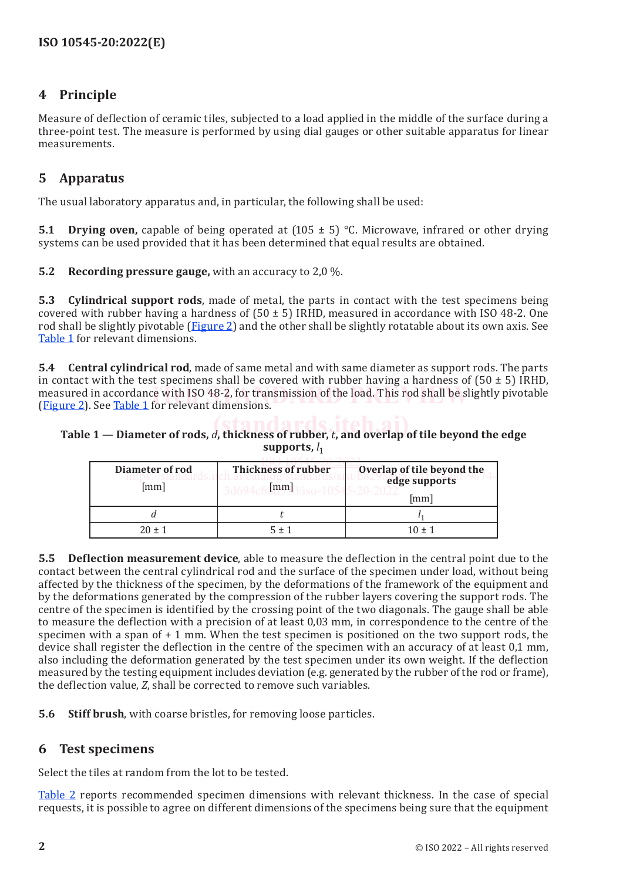## 4 Principle

Measure of deflection of ceramic tiles, subjected to a load applied in the middle of the surface during a three-point test. The measure is performed by using dial gauges or other suitable apparatus for linear measurements.

## 5 Apparatus

The usual laboratory apparatus and, in particular, the following shall be used:

**5.1 Drying oven,** capable of being operated at (105 ± 5) °C. Microwave, infrared or other drying systems can be used provided that it has been determined that equal results are obtained.

**5.2 Recording pressure gauge,** with an accuracy to 2,0 %.

**5.3 Cylindrical support rods**, made of metal, the parts in contact with the test specimens being covered with rubber having a hardness of (50 ± 5) IRHD, measured in accordance with ISO 48-2. One rod shall be slightly pivotable (Figure 2) and the other shall be slightly rotatable about its own axis. See Table 1 for relevant dimensions.

**5.4 Central cylindrical rod**, made of same metal and with same diameter as support rods. The parts in contact with the test specimens shall be covered with rubber having a hardness of (50 ± 5) IRHD, measured in accordance with ISO 48-2, for transmission of the load. This rod shall be slightly pivotable (Figure 2). See Table 1 for relevant dimensions.

**Table 1 — Diameter of rods, $d$, thickness of rubber, $t$, and overlap of tile beyond the edge supports, $l_1$**

| Diameter of rod [mm] | Thickness of rubber [mm] | Overlap of tile beyond the edge supports [mm] |
|---|---|---|
| $d$ | $t$ | $l_1$ |
| 20 ± 1 | 5 ± 1 | 10 ± 1 |

**5.5 Deflection measurement device**, able to measure the deflection in the central point due to the contact between the central cylindrical rod and the surface of the specimen under load, without being affected by the thickness of the specimen, by the deformations of the framework of the equipment and by the deformations generated by the compression of the rubber layers covering the support rods. The centre of the specimen is identified by the crossing point of the two diagonals. The gauge shall be able to measure the deflection with a precision of at least 0,03 mm, in correspondence to the centre of the specimen with a span of + 1 mm. When the test specimen is positioned on the two support rods, the device shall register the deflection in the centre of the specimen with an accuracy of at least 0,1 mm, also including the deformation generated by the test specimen under its own weight. If the deflection measured by the testing equipment includes deviation (e.g. generated by the rubber of the rod or frame), the deflection value, $Z$, shall be corrected to remove such variables.

**5.6 Stiff brush**, with coarse bristles, for removing loose particles.

## 6 Test specimens

Select the tiles at random from the lot to be tested.

Table 2 reports recommended specimen dimensions with relevant thickness. In the case of special requests, it is possible to agree on different dimensions of the specimens being sure that the equipment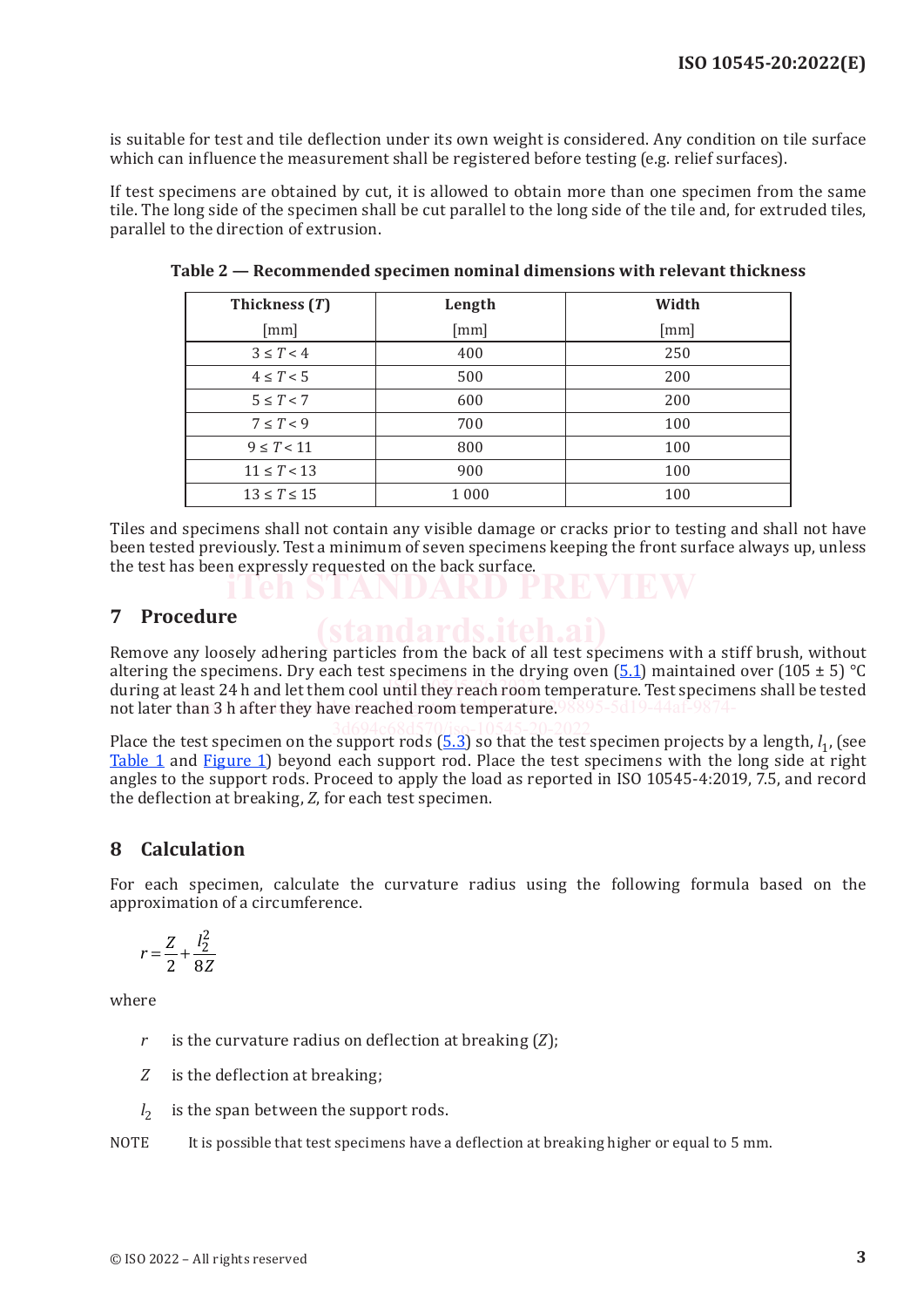is suitable for test and tile deflection under its own weight is considered. Any condition on tile surface which can influence the measurement shall be registered before testing (e.g. relief surfaces).

If test specimens are obtained by cut, it is allowed to obtain more than one specimen from the same tile. The long side of the specimen shall be cut parallel to the long side of the tile and, for extruded tiles, parallel to the direction of extrusion.

**Table 2 — Recommended specimen nominal dimensions with relevant thickness**

| Thickness ($T$) [mm] | Length [mm] | Width [mm] |
|---|---|---|
| $3 \leq T < 4$ | 400 | 250 |
| $4 \leq T < 5$ | 500 | 200 |
| $5 \leq T < 7$ | 600 | 200 |
| $7 \leq T < 9$ | 700 | 100 |
| $9 \leq T < 11$ | 800 | 100 |
| $11 \leq T < 13$ | 900 | 100 |
| $13 \leq T \leq 15$ | 1 000 | 100 |

Tiles and specimens shall not contain any visible damage or cracks prior to testing and shall not have been tested previously. Test a minimum of seven specimens keeping the front surface always up, unless the test has been expressly requested on the back surface.

## 7 Procedure

Remove any loosely adhering particles from the back of all test specimens with a stiff brush, without altering the specimens. Dry each test specimens in the drying oven (5.1) maintained over (105 ± 5) °C during at least 24 h and let them cool until they reach room temperature. Test specimens shall be tested not later than 3 h after they have reached room temperature.

Place the test specimen on the support rods (5.3) so that the test specimen projects by a length, $l_1$, (see Table 1 and Figure 1) beyond each support rod. Place the test specimens with the long side at right angles to the support rods. Proceed to apply the load as reported in ISO 10545-4:2019, 7.5, and record the deflection at breaking, $Z$, for each test specimen.

## 8 Calculation

For each specimen, calculate the curvature radius using the following formula based on the approximation of a circumference.

$$r = \frac{Z}{2} + \frac{l_2^2}{8Z}$$

where

- $r$ is the curvature radius on deflection at breaking ($Z$);
- $Z$ is the deflection at breaking;
- $l_2$ is the span between the support rods.

NOTE It is possible that test specimens have a deflection at breaking higher or equal to 5 mm.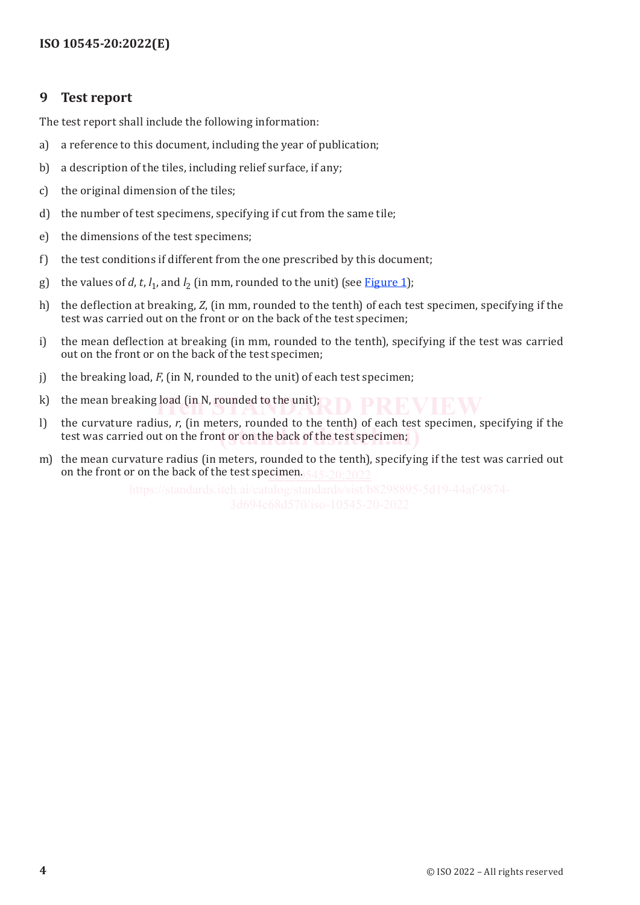## 9 Test report

The test report shall include the following information:

a) a reference to this document, including the year of publication;

b) a description of the tiles, including relief surface, if any;

c) the original dimension of the tiles;

d) the number of test specimens, specifying if cut from the same tile;

e) the dimensions of the test specimens;

f) the test conditions if different from the one prescribed by this document;

g) the values of $d$, $t$, $l_1$, and $l_2$ (in mm, rounded to the unit) (see Figure 1);

h) the deflection at breaking, $Z$, (in mm, rounded to the tenth) of each test specimen, specifying if the test was carried out on the front or on the back of the test specimen;

i) the mean deflection at breaking (in mm, rounded to the tenth), specifying if the test was carried out on the front or on the back of the test specimen;

j) the breaking load, $F$, (in N, rounded to the unit) of each test specimen;

k) the mean breaking load (in N, rounded to the unit);

l) the curvature radius, $r$, (in meters, rounded to the tenth) of each test specimen, specifying if the test was carried out on the front or on the back of the test specimen;

m) the mean curvature radius (in meters, rounded to the tenth), specifying if the test was carried out on the front or on the back of the test specimen.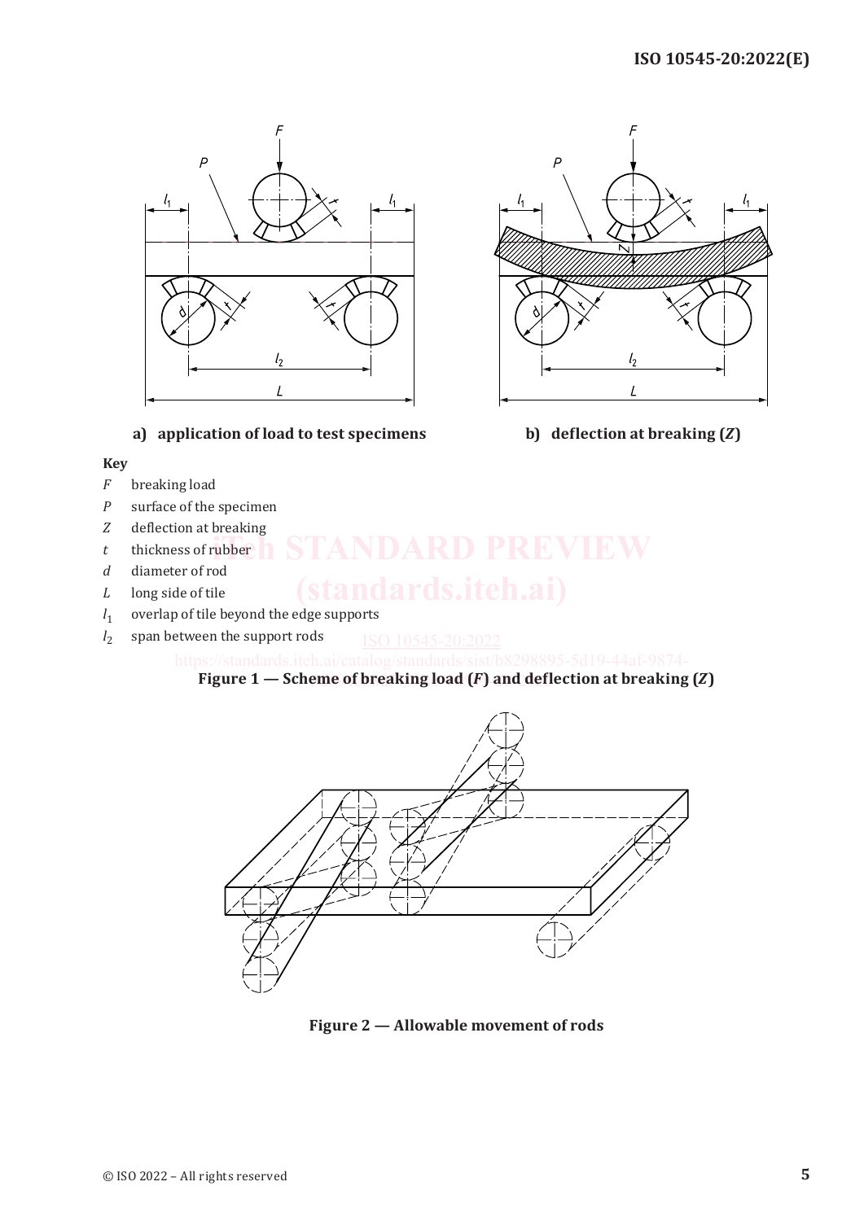a) application of load to test specimens

b) deflection at breaking ($Z$)

**Key**

$F$ breaking load

$P$ surface of the specimen

$Z$ deflection at breaking

$t$ thickness of rubber

$d$ diameter of rod

$L$ long side of tile

$l_1$ overlap of tile beyond the edge supports

$l_2$ span between the support rods

**Figure 1 — Scheme of breaking load ($F$) and deflection at breaking ($Z$)**

**Figure 2 — Allowable movement of rods**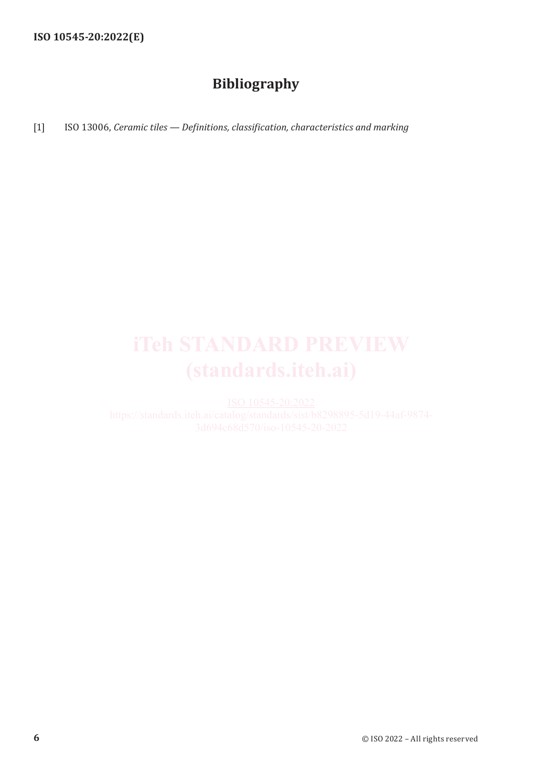# Bibliography

[1] ISO 13006, *Ceramic tiles — Definitions, classification, characteristics and marking*